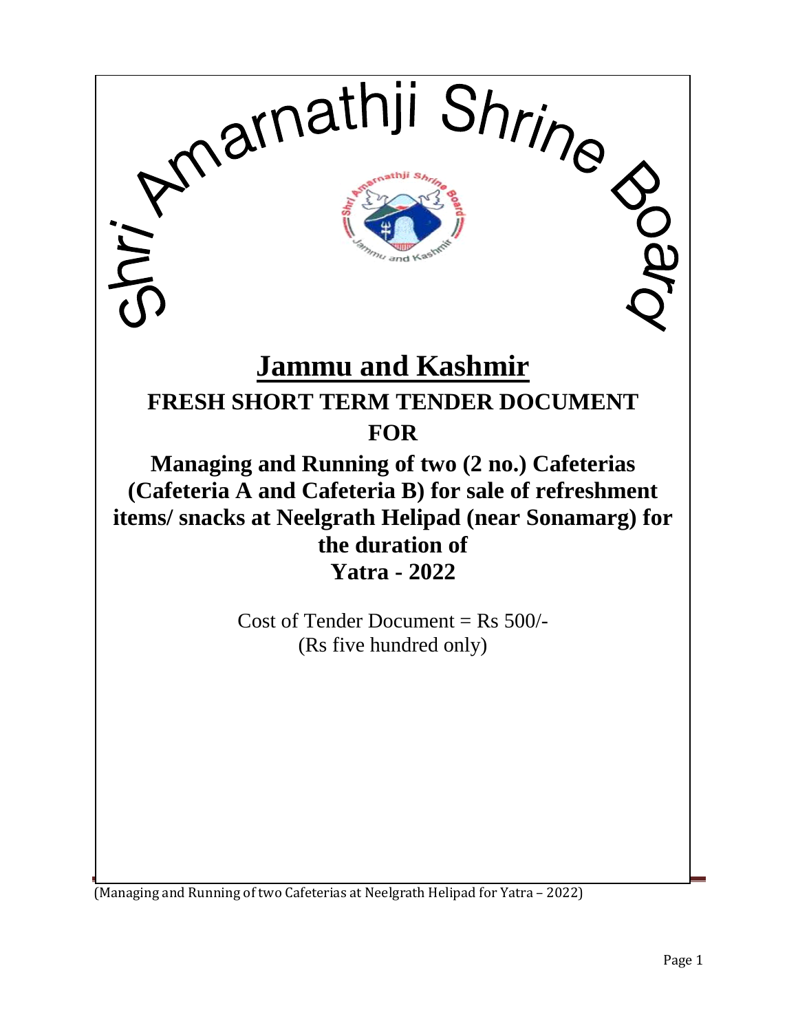# Shri Amarnathji Shrine Board

## Jammu and Kashmir

**FRESH SHORT TERM TENDER DOCUMENT**

**FOR**

**Managing and Running of two (2 no.) Cafeterias (Cafeteria A and Cafeteria B) for sale of refreshment items/ snacks at Neelgrath Helipad (near Sonamarg) for the duration of Yatra - 2022**

Cost of Tender Document = Rs 500/-
(Rs five hundred only)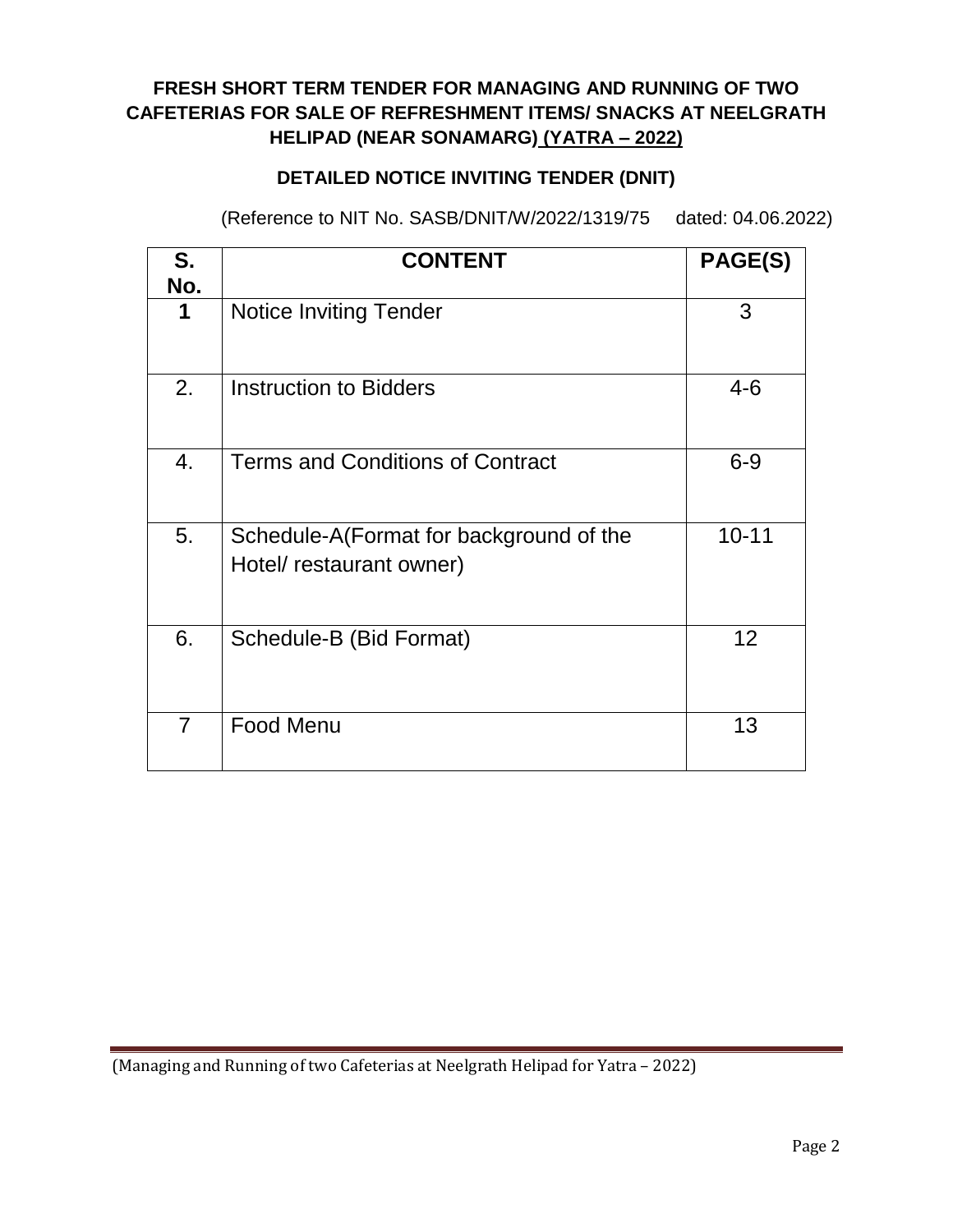**FRESH SHORT TERM TENDER FOR MANAGING AND RUNNING OF TWO CAFETERIAS FOR SALE OF REFRESHMENT ITEMS/ SNACKS AT NEELGRATH HELIPAD (NEAR SONAMARG) (YATRA – 2022)**

**DETAILED NOTICE INVITING TENDER (DNIT)**

(Reference to NIT No. SASB/DNIT/W/2022/1319/75 dated: 04.06.2022)

| S. No. | CONTENT | PAGE(S) |
|---|---|---|
| 1 | Notice Inviting Tender | 3 |
| 2. | Instruction to Bidders | 4-6 |
| 4. | Terms and Conditions of Contract | 6-9 |
| 5. | Schedule-A(Format for background of the Hotel/ restaurant owner) | 10-11 |
| 6. | Schedule-B (Bid Format) | 12 |
| 7 | Food Menu | 13 |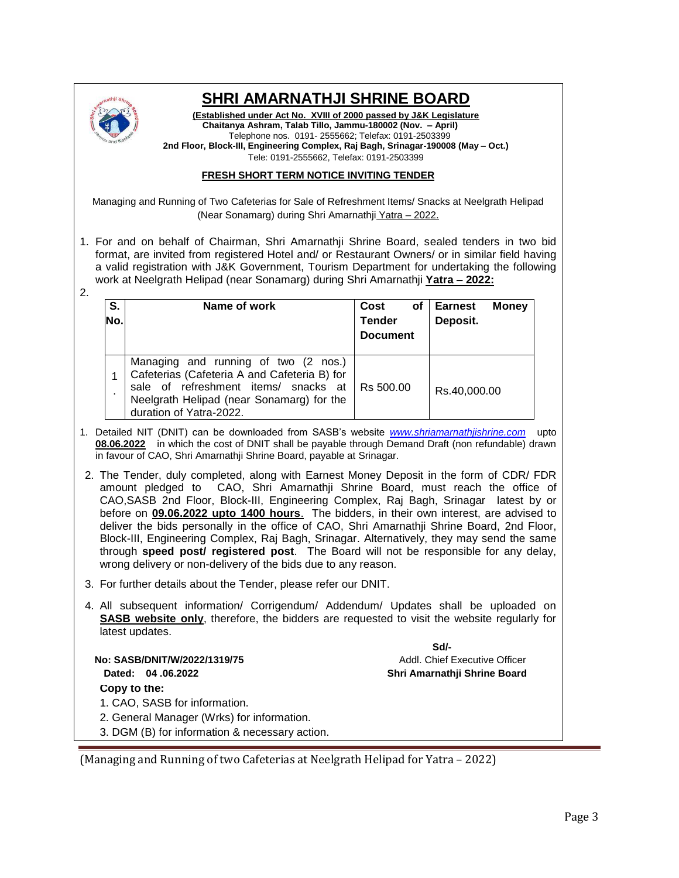# SHRI AMARNATHJI SHRINE BOARD

**(Established under Act No. XVIII of 2000 passed by J&K Legislature**
**Chaitanya Ashram, Talab Tillo, Jammu-180002 (Nov. – April)**
Telephone nos. 0191- 2555662; Telefax: 0191-2503399
**2nd Floor, Block-III, Engineering Complex, Raj Bagh, Srinagar-190008 (May – Oct.)**
Tele: 0191-2555662, Telefax: 0191-2503399

**FRESH SHORT TERM NOTICE INVITING TENDER**

Managing and Running of Two Cafeterias for Sale of Refreshment Items/ Snacks at Neelgrath Helipad (Near Sonamarg) during Shri Amarnathji Yatra – 2022.

1. For and on behalf of Chairman, Shri Amarnathji Shrine Board, sealed tenders in two bid format, are invited from registered Hotel and/ or Restaurant Owners/ or in similar field having a valid registration with J&K Government, Tourism Department for undertaking the following work at Neelgrath Helipad (near Sonamarg) during Shri Amarnathji **Yatra – 2022:**

2.

| S. No. | Name of work | Cost of Tender Document | Earnest Money Deposit. |
|---|---|---|---|
| 1. | Managing and running of two (2 nos.) Cafeterias (Cafeteria A and Cafeteria B) for sale of refreshment items/ snacks at Neelgrath Helipad (near Sonamarg) for the duration of Yatra-2022. | Rs 500.00 | Rs.40,000.00 |

1. Detailed NIT (DNIT) can be downloaded from SASB's website *www.shriamarnathjishrine.com* upto **08.06.2022** in which the cost of DNIT shall be payable through Demand Draft (non refundable) drawn in favour of CAO, Shri Amarnathji Shrine Board, payable at Srinagar.

2. The Tender, duly completed, along with Earnest Money Deposit in the form of CDR/ FDR amount pledged to CAO, Shri Amarnathji Shrine Board, must reach the office of CAO,SASB 2nd Floor, Block-III, Engineering Complex, Raj Bagh, Srinagar latest by or before on **09.06.2022 upto 1400 hours**. The bidders, in their own interest, are advised to deliver the bids personally in the office of CAO, Shri Amarnathji Shrine Board, 2nd Floor, Block-III, Engineering Complex, Raj Bagh, Srinagar. Alternatively, they may send the same through **speed post/ registered post**. The Board will not be responsible for any delay, wrong delivery or non-delivery of the bids due to any reason.

3. For further details about the Tender, please refer our DNIT.

4. All subsequent information/ Corrigendum/ Addendum/ Updates shall be uploaded on **SASB website only**, therefore, the bidders are requested to visit the website regularly for latest updates.

**Sd/-**
Addl. Chief Executive Officer
**Shri Amarnathji Shrine Board**

**No: SASB/DNIT/W/2022/1319/75**
**Dated: 04 .06.2022**

**Copy to the:**

1. CAO, SASB for information.
2. General Manager (Wrks) for information.
3. DGM (B) for information & necessary action.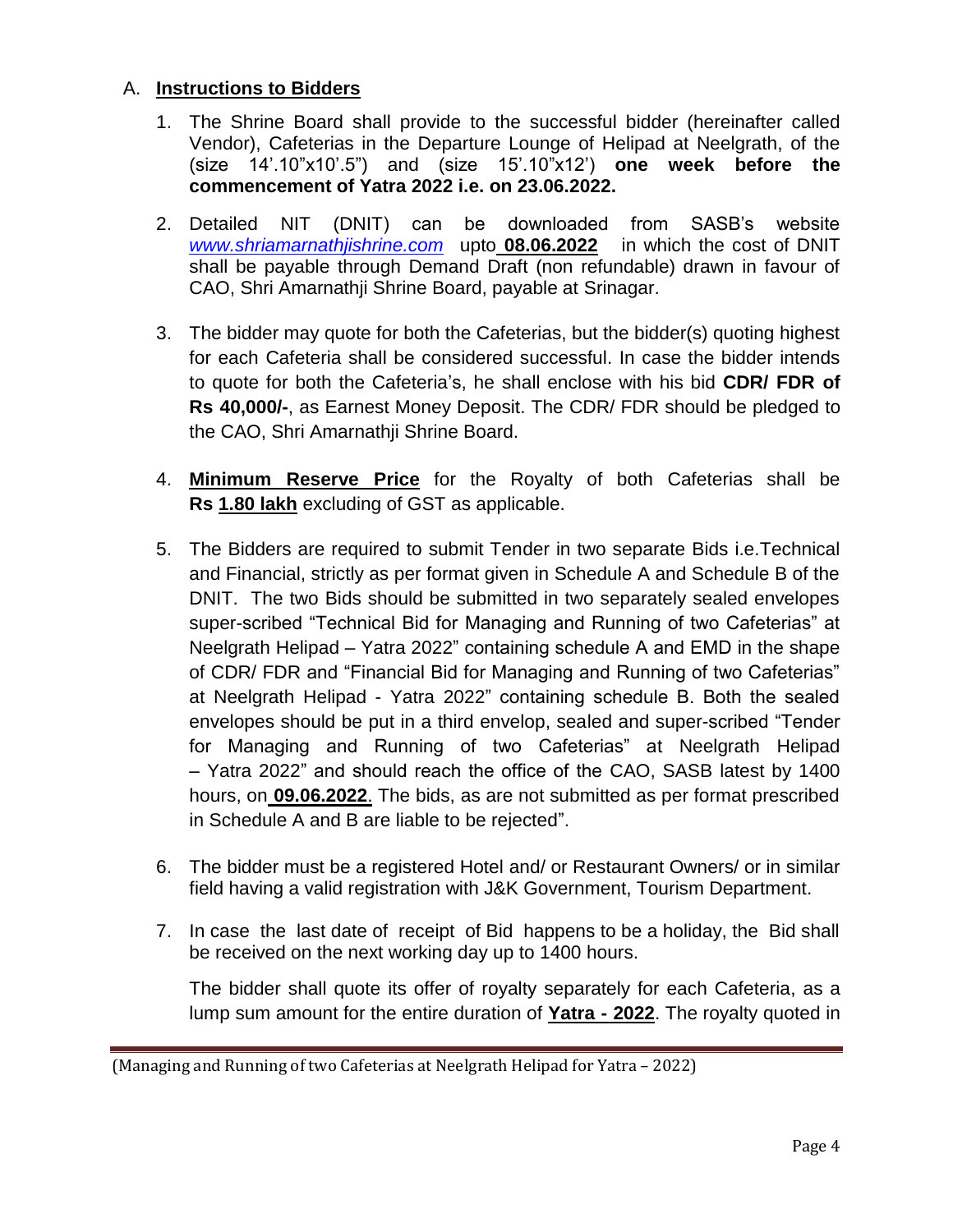A. **Instructions to Bidders**

1. The Shrine Board shall provide to the successful bidder (hereinafter called Vendor), Cafeterias in the Departure Lounge of Helipad at Neelgrath, of the (size 14'.10"x10'.5") and (size 15'.10"x12') **one week before the commencement of Yatra 2022 i.e. on 23.06.2022.**

2. Detailed NIT (DNIT) can be downloaded from SASB's website *www.shriamarnathjishrine.com* upto **08.06.2022** in which the cost of DNIT shall be payable through Demand Draft (non refundable) drawn in favour of CAO, Shri Amarnathji Shrine Board, payable at Srinagar.

3. The bidder may quote for both the Cafeterias, but the bidder(s) quoting highest for each Cafeteria shall be considered successful. In case the bidder intends to quote for both the Cafeteria's, he shall enclose with his bid **CDR/ FDR of Rs 40,000/-**, as Earnest Money Deposit. The CDR/ FDR should be pledged to the CAO, Shri Amarnathji Shrine Board.

4. **Minimum Reserve Price** for the Royalty of both Cafeterias shall be **Rs 1.80 lakh** excluding of GST as applicable.

5. The Bidders are required to submit Tender in two separate Bids i.e.Technical and Financial, strictly as per format given in Schedule A and Schedule B of the DNIT. The two Bids should be submitted in two separately sealed envelopes super-scribed "Technical Bid for Managing and Running of two Cafeterias" at Neelgrath Helipad – Yatra 2022" containing schedule A and EMD in the shape of CDR/ FDR and "Financial Bid for Managing and Running of two Cafeterias" at Neelgrath Helipad - Yatra 2022" containing schedule B. Both the sealed envelopes should be put in a third envelop, sealed and super-scribed "Tender for Managing and Running of two Cafeterias" at Neelgrath Helipad – Yatra 2022" and should reach the office of the CAO, SASB latest by 1400 hours, on **09.06.2022**. The bids, as are not submitted as per format prescribed in Schedule A and B are liable to be rejected".

6. The bidder must be a registered Hotel and/ or Restaurant Owners/ or in similar field having a valid registration with J&K Government, Tourism Department.

7. In case the last date of receipt of Bid happens to be a holiday, the Bid shall be received on the next working day up to 1400 hours.

   The bidder shall quote its offer of royalty separately for each Cafeteria, as a lump sum amount for the entire duration of **Yatra - 2022**. The royalty quoted in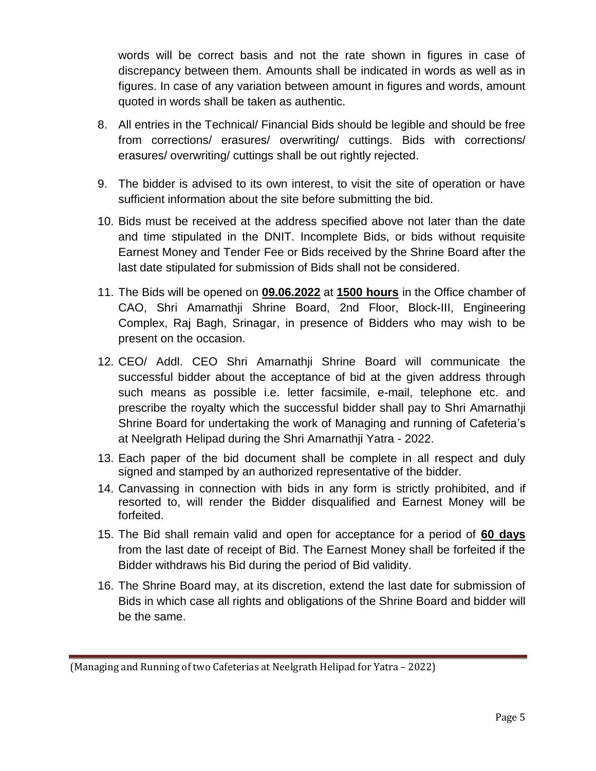words will be correct basis and not the rate shown in figures in case of discrepancy between them. Amounts shall be indicated in words as well as in figures. In case of any variation between amount in figures and words, amount quoted in words shall be taken as authentic.

8. All entries in the Technical/ Financial Bids should be legible and should be free from corrections/ erasures/ overwriting/ cuttings. Bids with corrections/ erasures/ overwriting/ cuttings shall be out rightly rejected.

9. The bidder is advised to its own interest, to visit the site of operation or have sufficient information about the site before submitting the bid.

10. Bids must be received at the address specified above not later than the date and time stipulated in the DNIT. Incomplete Bids, or bids without requisite Earnest Money and Tender Fee or Bids received by the Shrine Board after the last date stipulated for submission of Bids shall not be considered.

11. The Bids will be opened on **09.06.2022** at **1500 hours** in the Office chamber of CAO, Shri Amarnathji Shrine Board, 2nd Floor, Block-III, Engineering Complex, Raj Bagh, Srinagar, in presence of Bidders who may wish to be present on the occasion.

12. CEO/ Addl. CEO Shri Amarnathji Shrine Board will communicate the successful bidder about the acceptance of bid at the given address through such means as possible i.e. letter facsimile, e-mail, telephone etc. and prescribe the royalty which the successful bidder shall pay to Shri Amarnathji Shrine Board for undertaking the work of Managing and running of Cafeteria's at Neelgrath Helipad during the Shri Amarnathji Yatra - 2022.

13. Each paper of the bid document shall be complete in all respect and duly signed and stamped by an authorized representative of the bidder.

14. Canvassing in connection with bids in any form is strictly prohibited, and if resorted to, will render the Bidder disqualified and Earnest Money will be forfeited.

15. The Bid shall remain valid and open for acceptance for a period of **60 days** from the last date of receipt of Bid. The Earnest Money shall be forfeited if the Bidder withdraws his Bid during the period of Bid validity.

16. The Shrine Board may, at its discretion, extend the last date for submission of Bids in which case all rights and obligations of the Shrine Board and bidder will be the same.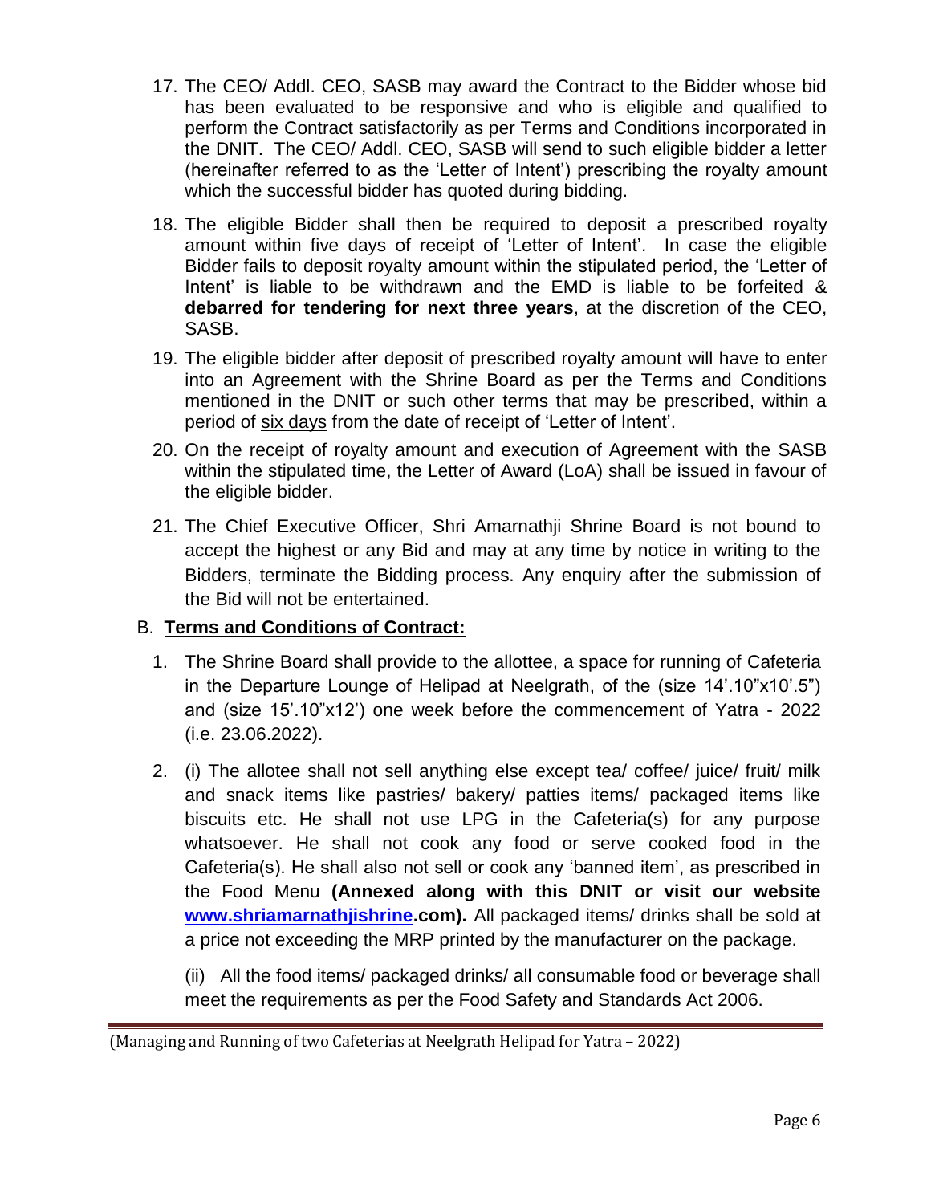17. The CEO/ Addl. CEO, SASB may award the Contract to the Bidder whose bid has been evaluated to be responsive and who is eligible and qualified to perform the Contract satisfactorily as per Terms and Conditions incorporated in the DNIT. The CEO/ Addl. CEO, SASB will send to such eligible bidder a letter (hereinafter referred to as the 'Letter of Intent') prescribing the royalty amount which the successful bidder has quoted during bidding.

18. The eligible Bidder shall then be required to deposit a prescribed royalty amount within five days of receipt of 'Letter of Intent'. In case the eligible Bidder fails to deposit royalty amount within the stipulated period, the 'Letter of Intent' is liable to be withdrawn and the EMD is liable to be forfeited & **debarred for tendering for next three years**, at the discretion of the CEO, SASB.

19. The eligible bidder after deposit of prescribed royalty amount will have to enter into an Agreement with the Shrine Board as per the Terms and Conditions mentioned in the DNIT or such other terms that may be prescribed, within a period of six days from the date of receipt of 'Letter of Intent'.

20. On the receipt of royalty amount and execution of Agreement with the SASB within the stipulated time, the Letter of Award (LoA) shall be issued in favour of the eligible bidder.

21. The Chief Executive Officer, Shri Amarnathji Shrine Board is not bound to accept the highest or any Bid and may at any time by notice in writing to the Bidders, terminate the Bidding process. Any enquiry after the submission of the Bid will not be entertained.

## B. **Terms and Conditions of Contract:**

1. The Shrine Board shall provide to the allottee, a space for running of Cafeteria in the Departure Lounge of Helipad at Neelgrath, of the (size 14'.10"x10'.5") and (size 15'.10"x12') one week before the commencement of Yatra - 2022 (i.e. 23.06.2022).

2. (i) The allotee shall not sell anything else except tea/ coffee/ juice/ fruit/ milk and snack items like pastries/ bakery/ patties items/ packaged items like biscuits etc. He shall not use LPG in the Cafeteria(s) for any purpose whatsoever. He shall not cook any food or serve cooked food in the Cafeteria(s). He shall also not sell or cook any 'banned item', as prescribed in the Food Menu **(Annexed along with this DNIT or visit our website www.shriamarnathjishrine.com).** All packaged items/ drinks shall be sold at a price not exceeding the MRP printed by the manufacturer on the package.

   (ii) All the food items/ packaged drinks/ all consumable food or beverage shall meet the requirements as per the Food Safety and Standards Act 2006.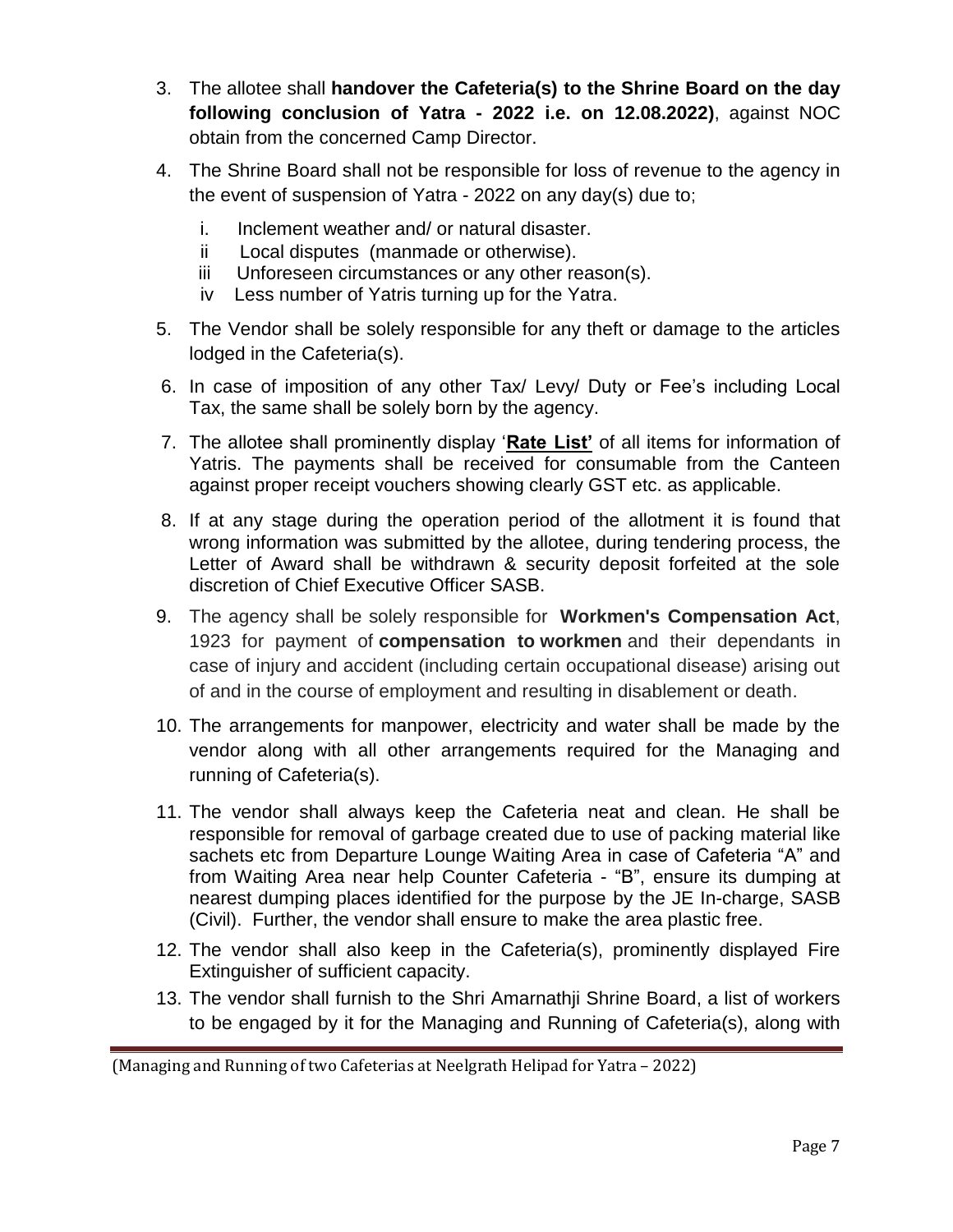3. The allotee shall **handover the Cafeteria(s) to the Shrine Board on the day following conclusion of Yatra - 2022 i.e. on 12.08.2022)**, against NOC obtain from the concerned Camp Director.

4. The Shrine Board shall not be responsible for loss of revenue to the agency in the event of suspension of Yatra - 2022 on any day(s) due to;

   i. Inclement weather and/ or natural disaster.
   ii Local disputes (manmade or otherwise).
   iii Unforeseen circumstances or any other reason(s).
   iv Less number of Yatris turning up for the Yatra.

5. The Vendor shall be solely responsible for any theft or damage to the articles lodged in the Cafeteria(s).

6. In case of imposition of any other Tax/ Levy/ Duty or Fee's including Local Tax, the same shall be solely born by the agency.

7. The allotee shall prominently display '**Rate List'** of all items for information of Yatris. The payments shall be received for consumable from the Canteen against proper receipt vouchers showing clearly GST etc. as applicable.

8. If at any stage during the operation period of the allotment it is found that wrong information was submitted by the allotee, during tendering process, the Letter of Award shall be withdrawn & security deposit forfeited at the sole discretion of Chief Executive Officer SASB.

9. The agency shall be solely responsible for **Workmen's Compensation Act**, 1923 for payment of **compensation to workmen** and their dependants in case of injury and accident (including certain occupational disease) arising out of and in the course of employment and resulting in disablement or death.

10. The arrangements for manpower, electricity and water shall be made by the vendor along with all other arrangements required for the Managing and running of Cafeteria(s).

11. The vendor shall always keep the Cafeteria neat and clean. He shall be responsible for removal of garbage created due to use of packing material like sachets etc from Departure Lounge Waiting Area in case of Cafeteria "A" and from Waiting Area near help Counter Cafeteria - "B", ensure its dumping at nearest dumping places identified for the purpose by the JE In-charge, SASB (Civil). Further, the vendor shall ensure to make the area plastic free.

12. The vendor shall also keep in the Cafeteria(s), prominently displayed Fire Extinguisher of sufficient capacity.

13. The vendor shall furnish to the Shri Amarnathji Shrine Board, a list of workers to be engaged by it for the Managing and Running of Cafeteria(s), along with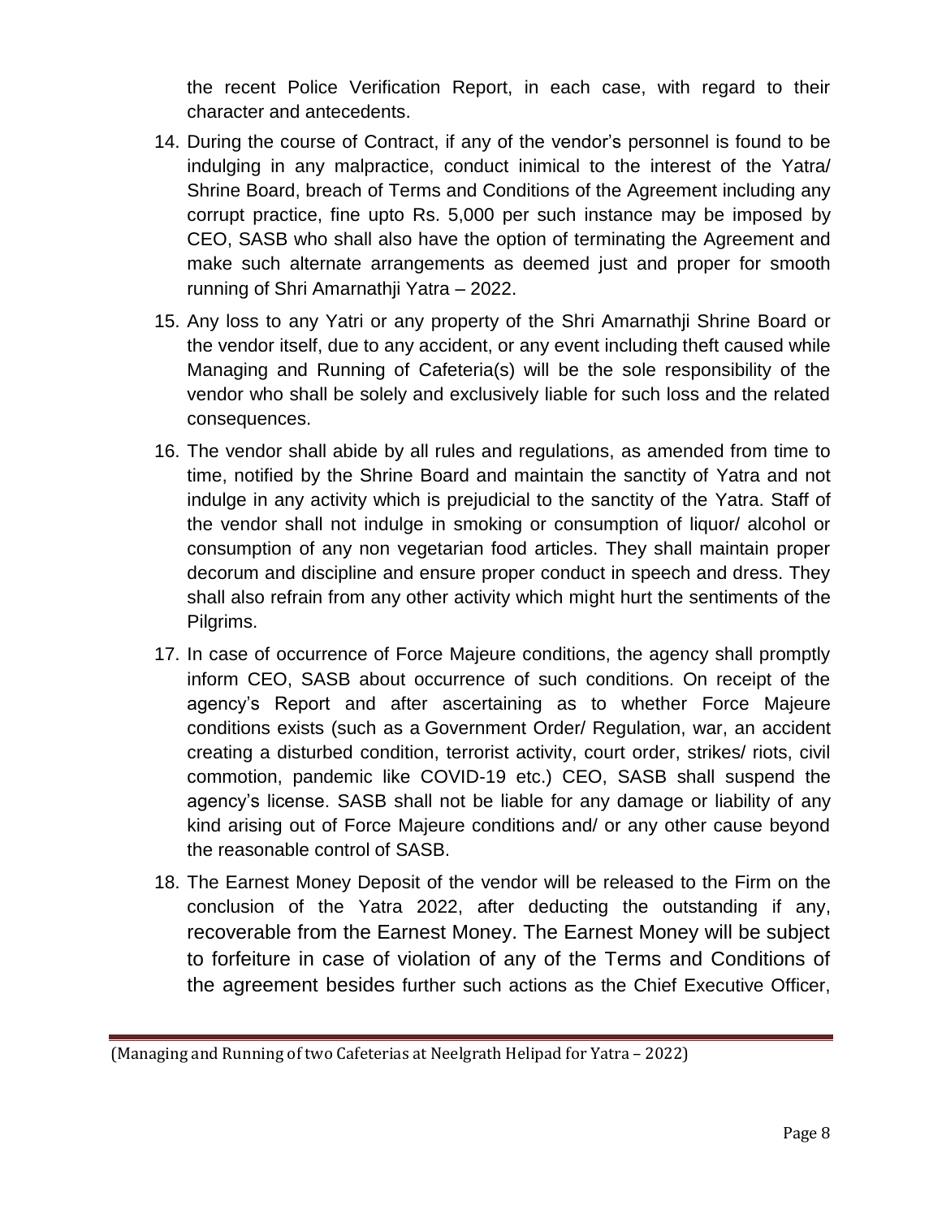the recent Police Verification Report, in each case, with regard to their character and antecedents.

14. During the course of Contract, if any of the vendor's personnel is found to be indulging in any malpractice, conduct inimical to the interest of the Yatra/ Shrine Board, breach of Terms and Conditions of the Agreement including any corrupt practice, fine upto Rs. 5,000 per such instance may be imposed by CEO, SASB who shall also have the option of terminating the Agreement and make such alternate arrangements as deemed just and proper for smooth running of Shri Amarnathji Yatra – 2022.

15. Any loss to any Yatri or any property of the Shri Amarnathji Shrine Board or the vendor itself, due to any accident, or any event including theft caused while Managing and Running of Cafeteria(s) will be the sole responsibility of the vendor who shall be solely and exclusively liable for such loss and the related consequences.

16. The vendor shall abide by all rules and regulations, as amended from time to time, notified by the Shrine Board and maintain the sanctity of Yatra and not indulge in any activity which is prejudicial to the sanctity of the Yatra. Staff of the vendor shall not indulge in smoking or consumption of liquor/ alcohol or consumption of any non vegetarian food articles. They shall maintain proper decorum and discipline and ensure proper conduct in speech and dress. They shall also refrain from any other activity which might hurt the sentiments of the Pilgrims.

17. In case of occurrence of Force Majeure conditions, the agency shall promptly inform CEO, SASB about occurrence of such conditions. On receipt of the agency's Report and after ascertaining as to whether Force Majeure conditions exists (such as a Government Order/ Regulation, war, an accident creating a disturbed condition, terrorist activity, court order, strikes/ riots, civil commotion, pandemic like COVID-19 etc.) CEO, SASB shall suspend the agency's license. SASB shall not be liable for any damage or liability of any kind arising out of Force Majeure conditions and/ or any other cause beyond the reasonable control of SASB.

18. The Earnest Money Deposit of the vendor will be released to the Firm on the conclusion of the Yatra 2022, after deducting the outstanding if any, recoverable from the Earnest Money. The Earnest Money will be subject to forfeiture in case of violation of any of the Terms and Conditions of the agreement besides further such actions as the Chief Executive Officer,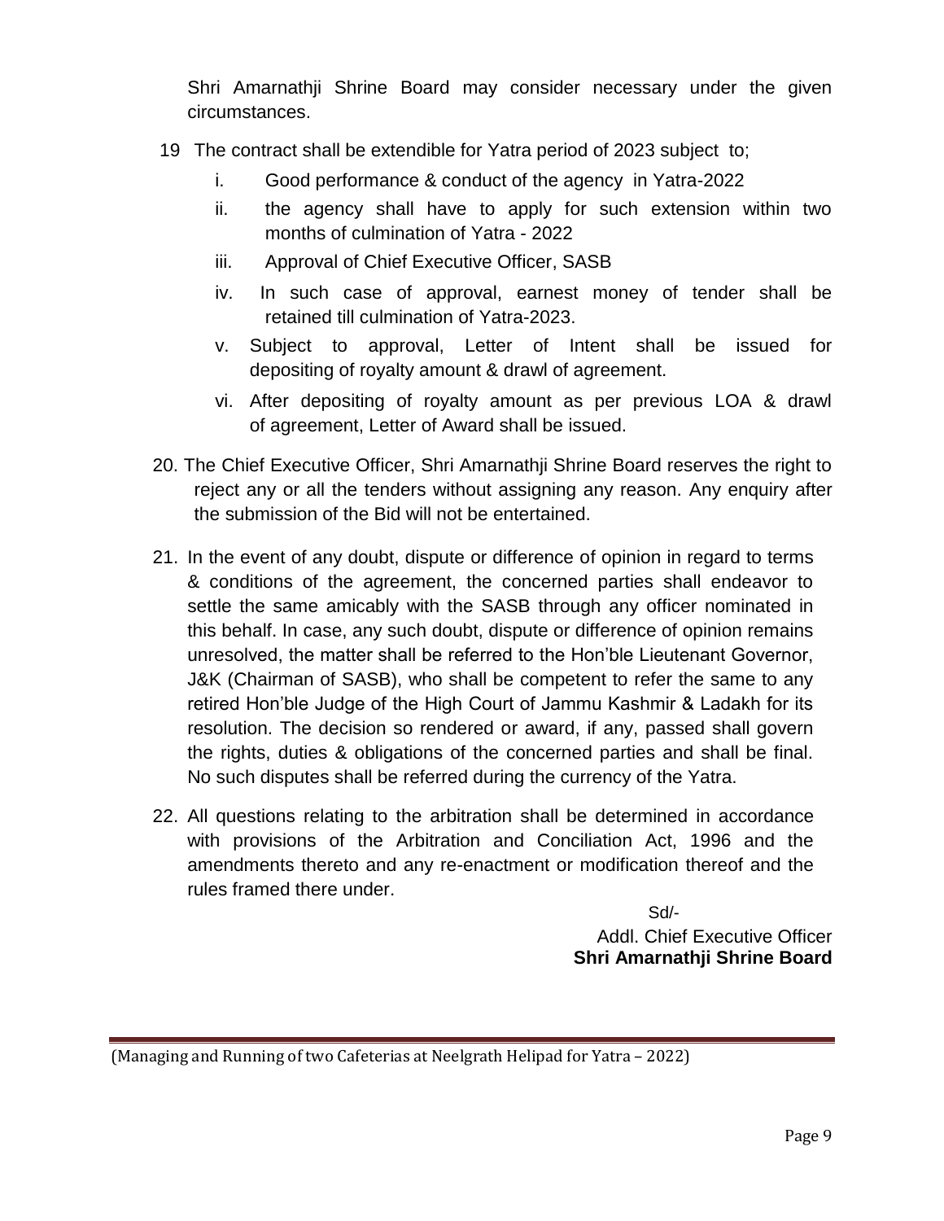Shri Amarnathji Shrine Board may consider necessary under the given circumstances.

19 The contract shall be extendible for Yatra period of 2023 subject to;

   i. Good performance & conduct of the agency in Yatra-2022
   ii. the agency shall have to apply for such extension within two months of culmination of Yatra - 2022
   iii. Approval of Chief Executive Officer, SASB
   iv. In such case of approval, earnest money of tender shall be retained till culmination of Yatra-2023.
   v. Subject to approval, Letter of Intent shall be issued for depositing of royalty amount & drawl of agreement.
   vi. After depositing of royalty amount as per previous LOA & drawl of agreement, Letter of Award shall be issued.

20. The Chief Executive Officer, Shri Amarnathji Shrine Board reserves the right to reject any or all the tenders without assigning any reason. Any enquiry after the submission of the Bid will not be entertained.

21. In the event of any doubt, dispute or difference of opinion in regard to terms & conditions of the agreement, the concerned parties shall endeavor to settle the same amicably with the SASB through any officer nominated in this behalf. In case, any such doubt, dispute or difference of opinion remains unresolved, the matter shall be referred to the Hon'ble Lieutenant Governor, J&K (Chairman of SASB), who shall be competent to refer the same to any retired Hon'ble Judge of the High Court of Jammu Kashmir & Ladakh for its resolution. The decision so rendered or award, if any, passed shall govern the rights, duties & obligations of the concerned parties and shall be final. No such disputes shall be referred during the currency of the Yatra.

22. All questions relating to the arbitration shall be determined in accordance with provisions of the Arbitration and Conciliation Act, 1996 and the amendments thereto and any re-enactment or modification thereof and the rules framed there under.

Sd/-
Addl. Chief Executive Officer
**Shri Amarnathji Shrine Board**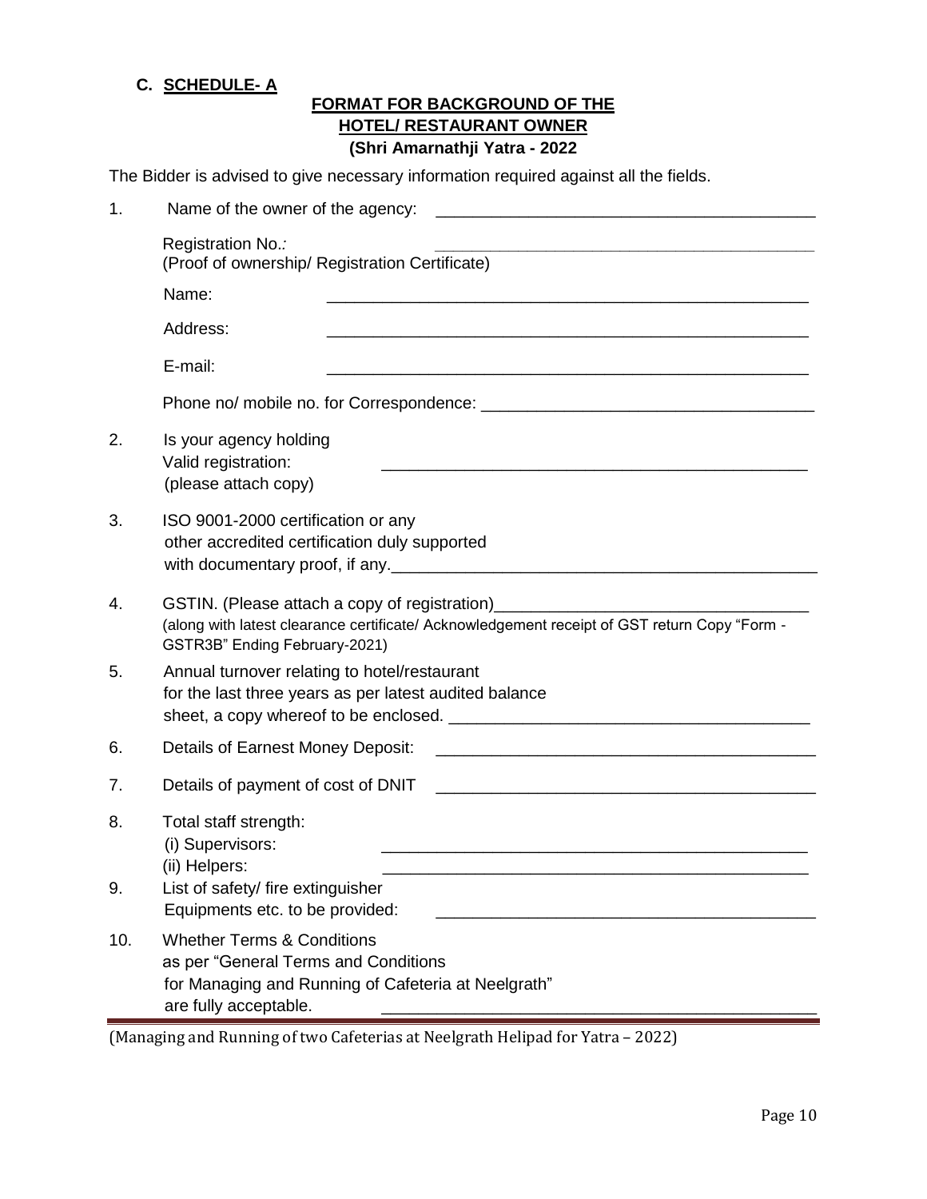## C. SCHEDULE- A

### FORMAT FOR BACKGROUND OF THE HOTEL/ RESTAURANT OWNER

**(Shri Amarnathji Yatra - 2022)**

The Bidder is advised to give necessary information required against all the fields.

1. Name of the owner of the agency: ________________________________________

   Registration No.: ________________________________________
   (Proof of ownership/ Registration Certificate)

   Name: ________________________________________

   Address: ________________________________________

   E-mail: ________________________________________

   Phone no/ mobile no. for Correspondence: ________________________________________

2. Is your agency holding Valid registration: (please attach copy) ________________________________________

3. ISO 9001-2000 certification or any other accredited certification duly supported with documentary proof, if any. ________________________________________

4. GSTIN. (Please attach a copy of registration) ________________________________________
   (along with latest clearance certificate/ Acknowledgement receipt of GST return Copy "Form - GSTR3B" Ending February-2021)

5. Annual turnover relating to hotel/restaurant for the last three years as per latest audited balance sheet, a copy whereof to be enclosed. ________________________________________

6. Details of Earnest Money Deposit: ________________________________________

7. Details of payment of cost of DNIT ________________________________________

8. Total staff strength:
   (i) Supervisors: ________________________________________
   (ii) Helpers: ________________________________________

9. List of safety/ fire extinguisher Equipments etc. to be provided: ________________________________________

10. Whether Terms & Conditions as per "General Terms and Conditions for Managing and Running of Cafeteria at Neelgrath" are fully acceptable. ________________________________________

(Managing and Running of two Cafeterias at Neelgrath Helipad for Yatra – 2022)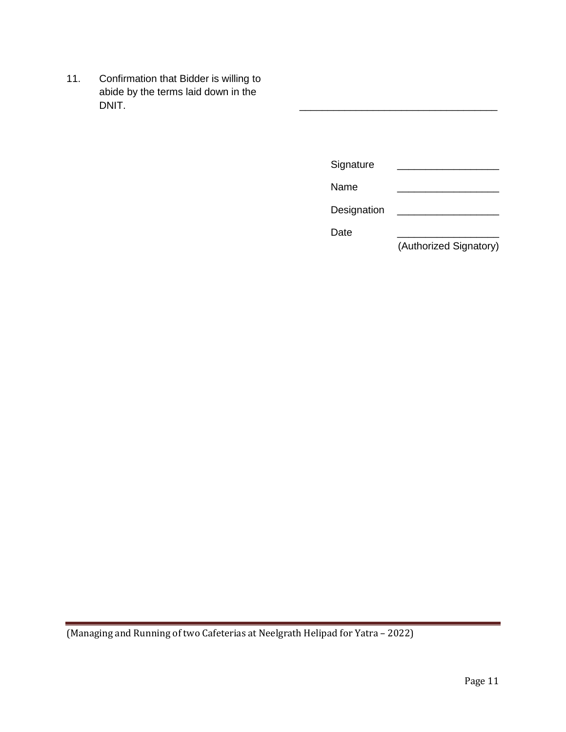11. Confirmation that Bidder is willing to abide by the terms laid down in the DNIT. ___________________________________

| | |
|---|---|
| Signature | __________________ |
| Name | __________________ |
| Designation | __________________ |
| Date | __________________ |
| | (Authorized Signatory) |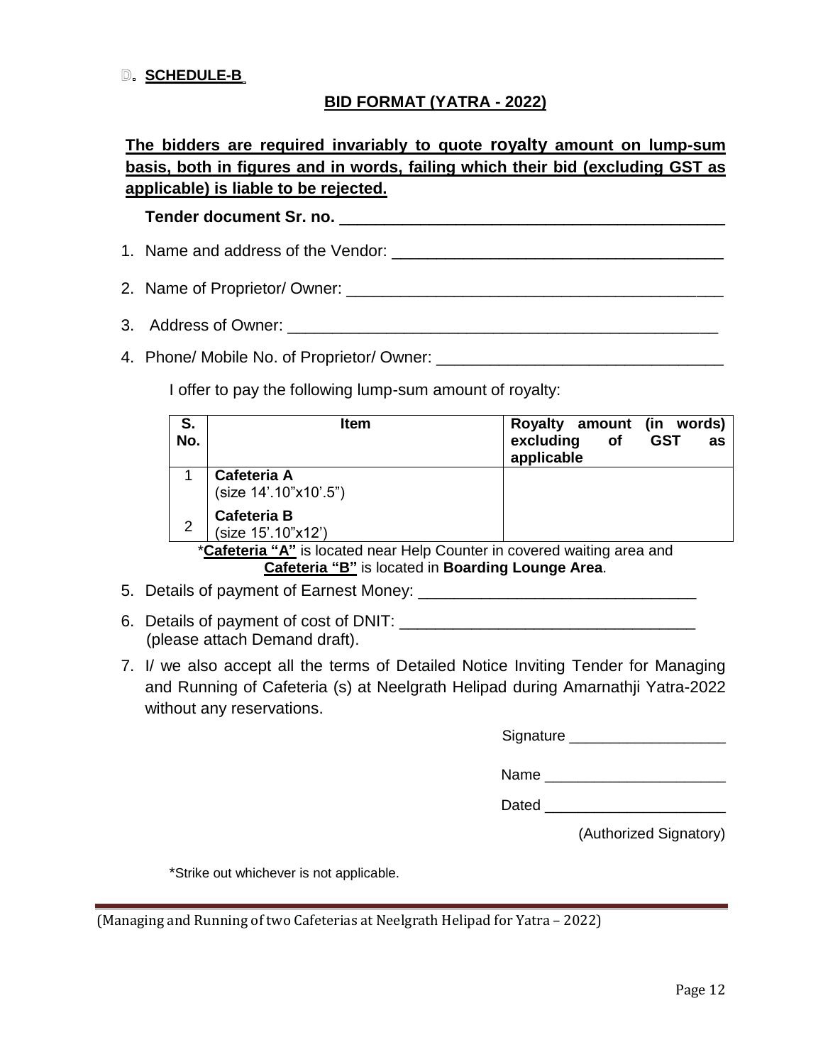D. **SCHEDULE-B**

## BID FORMAT (YATRA - 2022)

**The bidders are required invariably to quote royalty amount on lump-sum basis, both in figures and in words, failing which their bid (excluding GST as applicable) is liable to be rejected.**

**Tender document Sr. no.** ___________________________________________

1. Name and address of the Vendor: _____________________________________
2. Name of Proprietor/ Owner: __________________________________________
3. Address of Owner: _________________________________________________
4. Phone/ Mobile No. of Proprietor/ Owner: ________________________________

I offer to pay the following lump-sum amount of royalty:

| S. No. | Item | Royalty amount (in words) excluding of GST as applicable |
|---|---|---|
| 1 | **Cafeteria A** (size 14'.10"x10'.5") | |
| 2 | **Cafeteria B** (size 15'.10"x12') | |

*__Cafeteria "A"__ is located near Help Counter in covered waiting area and __Cafeteria "B"__ is located in **Boarding Lounge Area**.

5. Details of payment of Earnest Money: _______________________________
6. Details of payment of cost of DNIT: _________________________________ (please attach Demand draft).
7. I/ we also accept all the terms of Detailed Notice Inviting Tender for Managing and Running of Cafeteria (s) at Neelgrath Helipad during Amarnathji Yatra-2022 without any reservations.

Signature ___________________

Name ______________________

Dated ______________________

(Authorized Signatory)

*Strike out whichever is not applicable.

(Managing and Running of two Cafeterias at Neelgrath Helipad for Yatra – 2022)